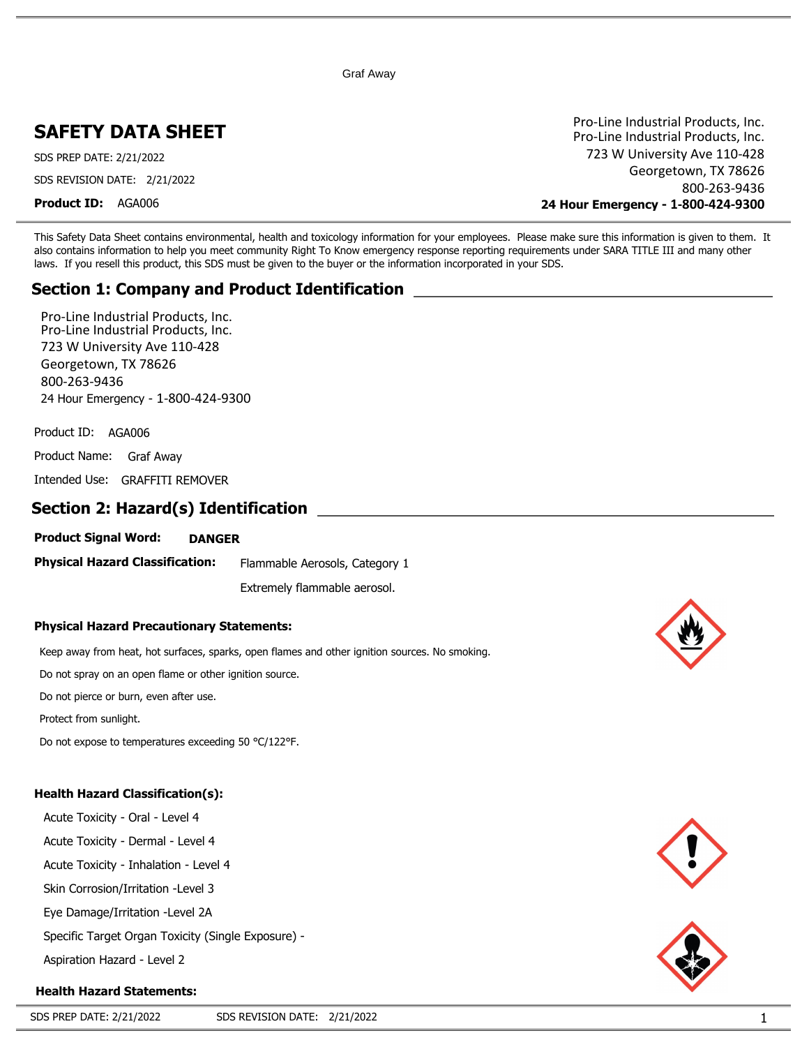Graf Away

# SAFETY DATA SHEET

SDS PREP DATE: 2/21/2022

SDS REVISION DATE: 2/21/2022

**Product ID:** AGA006

Pro-Line Industrial Products, Inc.
Pro-Line Industrial Products, Inc.
723 W University Ave 110-428
Georgetown, TX 78626
800-263-9436
**24 Hour Emergency - 1-800-424-9300**

This Safety Data Sheet contains environmental, health and toxicology information for your employees. Please make sure this information is given to them. It also contains information to help you meet community Right To Know emergency response reporting requirements under SARA TITLE III and many other laws. If you resell this product, this SDS must be given to the buyer or the information incorporated in your SDS.

## Section 1: Company and Product Identification

Pro-Line Industrial Products, Inc.
Pro-Line Industrial Products, Inc.
723 W University Ave 110-428
Georgetown, TX 78626
800-263-9436
24 Hour Emergency - 1-800-424-9300

Product ID: AGA006

Product Name: Graf Away

Intended Use: GRAFFITI REMOVER

## Section 2: Hazard(s) Identification

**Product Signal Word:** **DANGER**

**Physical Hazard Classification:** Flammable Aerosols, Category 1

Extremely flammable aerosol.

**Physical Hazard Precautionary Statements:**

Keep away from heat, hot surfaces, sparks, open flames and other ignition sources. No smoking.

Do not spray on an open flame or other ignition source.

Do not pierce or burn, even after use.

Protect from sunlight.

Do not expose to temperatures exceeding 50 °C/122°F.

**Health Hazard Classification(s):**

Acute Toxicity - Oral - Level 4

Acute Toxicity - Dermal - Level 4

Acute Toxicity - Inhalation - Level 4

Skin Corrosion/Irritation -Level 3

Eye Damage/Irritation -Level 2A

Specific Target Organ Toxicity (Single Exposure) -

Aspiration Hazard - Level 2

**Health Hazard Statements:**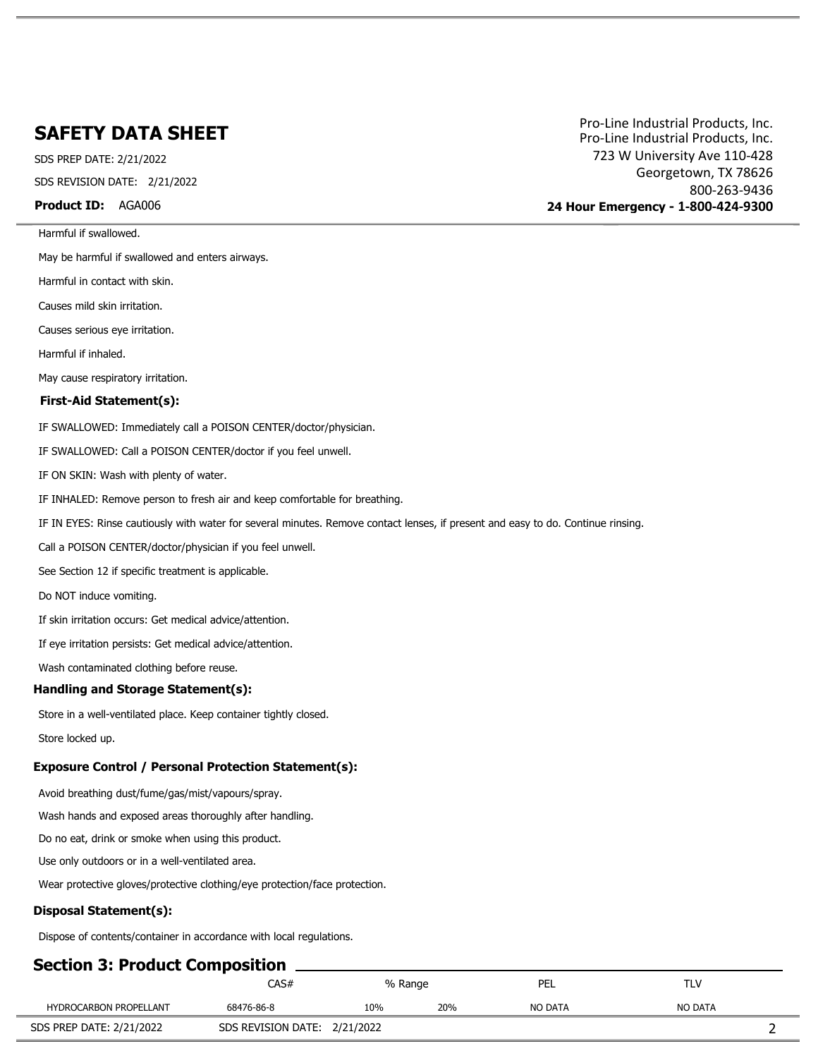Harmful if swallowed.

May be harmful if swallowed and enters airways.

Harmful in contact with skin.

Causes mild skin irritation.

Causes serious eye irritation.

Harmful if inhaled.

May cause respiratory irritation.

**First-Aid Statement(s):**

IF SWALLOWED: Immediately call a POISON CENTER/doctor/physician.

IF SWALLOWED: Call a POISON CENTER/doctor if you feel unwell.

IF ON SKIN: Wash with plenty of water.

IF INHALED: Remove person to fresh air and keep comfortable for breathing.

IF IN EYES: Rinse cautiously with water for several minutes. Remove contact lenses, if present and easy to do. Continue rinsing.

Call a POISON CENTER/doctor/physician if you feel unwell.

See Section 12 if specific treatment is applicable.

Do NOT induce vomiting.

If skin irritation occurs: Get medical advice/attention.

If eye irritation persists: Get medical advice/attention.

Wash contaminated clothing before reuse.

**Handling and Storage Statement(s):**

Store in a well-ventilated place. Keep container tightly closed.

Store locked up.

**Exposure Control / Personal Protection Statement(s):**

Avoid breathing dust/fume/gas/mist/vapours/spray.

Wash hands and exposed areas thoroughly after handling.

Do no eat, drink or smoke when using this product.

Use only outdoors or in a well-ventilated area.

Wear protective gloves/protective clothing/eye protection/face protection.

**Disposal Statement(s):**

Dispose of contents/container in accordance with local regulations.

## Section 3: Product Composition

| | CAS# | % Range | | PEL | TLV |
|---|---|---|---|---|---|
| HYDROCARBON PROPELLANT | 68476-86-8 | 10% | 20% | NO DATA | NO DATA |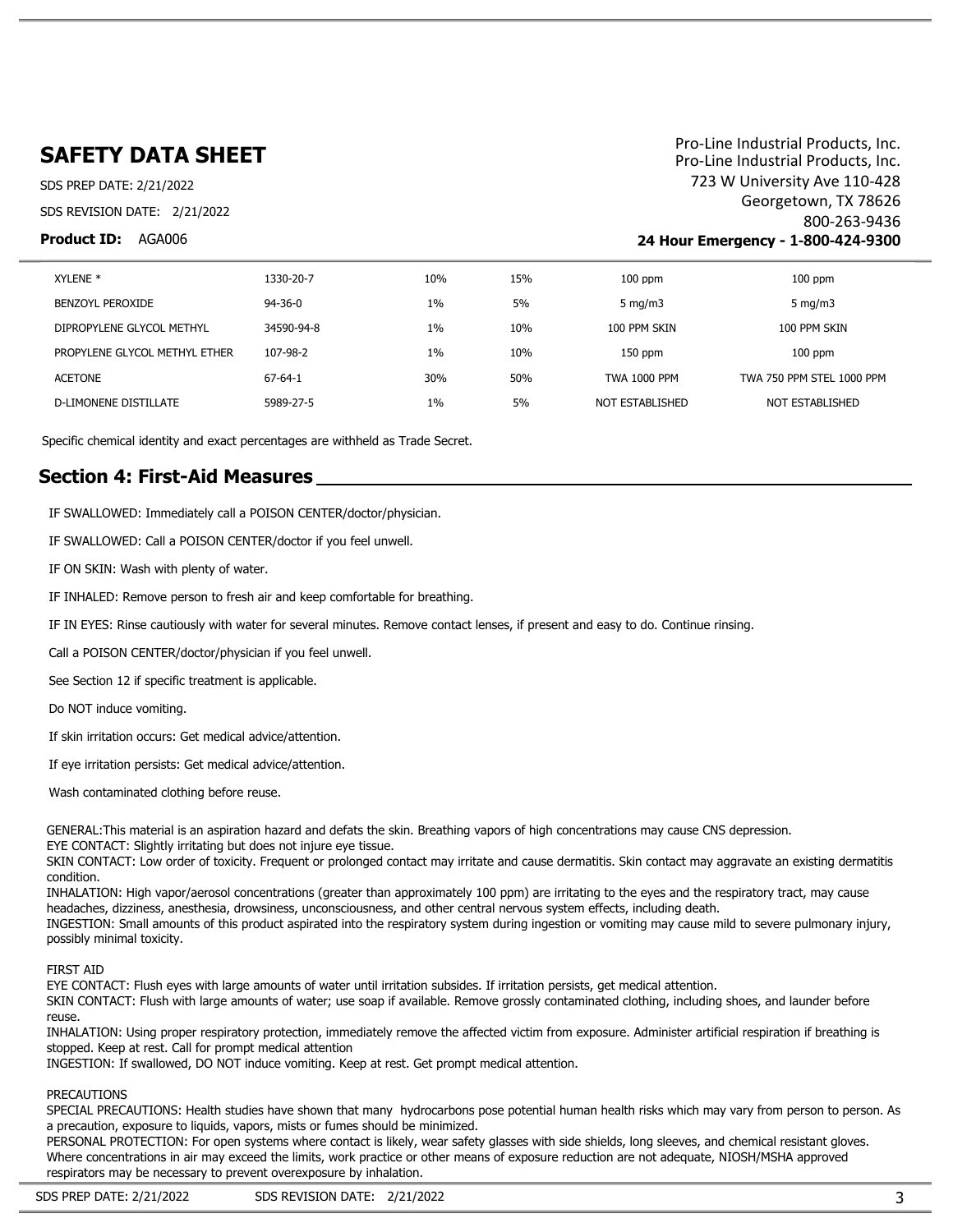| | | | | | |
|---|---|---|---|---|---|
| XYLENE * | 1330-20-7 | 10% | 15% | 100 ppm | 100 ppm |
| BENZOYL PEROXIDE | 94-36-0 | 1% | 5% | 5 mg/m3 | 5 mg/m3 |
| DIPROPYLENE GLYCOL METHYL | 34590-94-8 | 1% | 10% | 100 PPM SKIN | 100 PPM SKIN |
| PROPYLENE GLYCOL METHYL ETHER | 107-98-2 | 1% | 10% | 150 ppm | 100 ppm |
| ACETONE | 67-64-1 | 30% | 50% | TWA 1000 PPM | TWA 750 PPM STEL 1000 PPM |
| D-LIMONENE DISTILLATE | 5989-27-5 | 1% | 5% | NOT ESTABLISHED | NOT ESTABLISHED |

Specific chemical identity and exact percentages are withheld as Trade Secret.

## Section 4: First-Aid Measures

IF SWALLOWED: Immediately call a POISON CENTER/doctor/physician.

IF SWALLOWED: Call a POISON CENTER/doctor if you feel unwell.

IF ON SKIN: Wash with plenty of water.

IF INHALED: Remove person to fresh air and keep comfortable for breathing.

IF IN EYES: Rinse cautiously with water for several minutes. Remove contact lenses, if present and easy to do. Continue rinsing.

Call a POISON CENTER/doctor/physician if you feel unwell.

See Section 12 if specific treatment is applicable.

Do NOT induce vomiting.

If skin irritation occurs: Get medical advice/attention.

If eye irritation persists: Get medical advice/attention.

Wash contaminated clothing before reuse.

GENERAL:This material is an aspiration hazard and defats the skin. Breathing vapors of high concentrations may cause CNS depression.
EYE CONTACT: Slightly irritating but does not injure eye tissue.
SKIN CONTACT: Low order of toxicity. Frequent or prolonged contact may irritate and cause dermatitis. Skin contact may aggravate an existing dermatitis condition.
INHALATION: High vapor/aerosol concentrations (greater than approximately 100 ppm) are irritating to the eyes and the respiratory tract, may cause headaches, dizziness, anesthesia, drowsiness, unconsciousness, and other central nervous system effects, including death.
INGESTION: Small amounts of this product aspirated into the respiratory system during ingestion or vomiting may cause mild to severe pulmonary injury, possibly minimal toxicity.

FIRST AID
EYE CONTACT: Flush eyes with large amounts of water until irritation subsides. If irritation persists, get medical attention.
SKIN CONTACT: Flush with large amounts of water; use soap if available. Remove grossly contaminated clothing, including shoes, and launder before reuse.
INHALATION: Using proper respiratory protection, immediately remove the affected victim from exposure. Administer artificial respiration if breathing is stopped. Keep at rest. Call for prompt medical attention
INGESTION: If swallowed, DO NOT induce vomiting. Keep at rest. Get prompt medical attention.

PRECAUTIONS
SPECIAL PRECAUTIONS: Health studies have shown that many hydrocarbons pose potential human health risks which may vary from person to person. As a precaution, exposure to liquids, vapors, mists or fumes should be minimized.
PERSONAL PROTECTION: For open systems where contact is likely, wear safety glasses with side shields, long sleeves, and chemical resistant gloves. Where concentrations in air may exceed the limits, work practice or other means of exposure reduction are not adequate, NIOSH/MSHA approved respirators may be necessary to prevent overexposure by inhalation.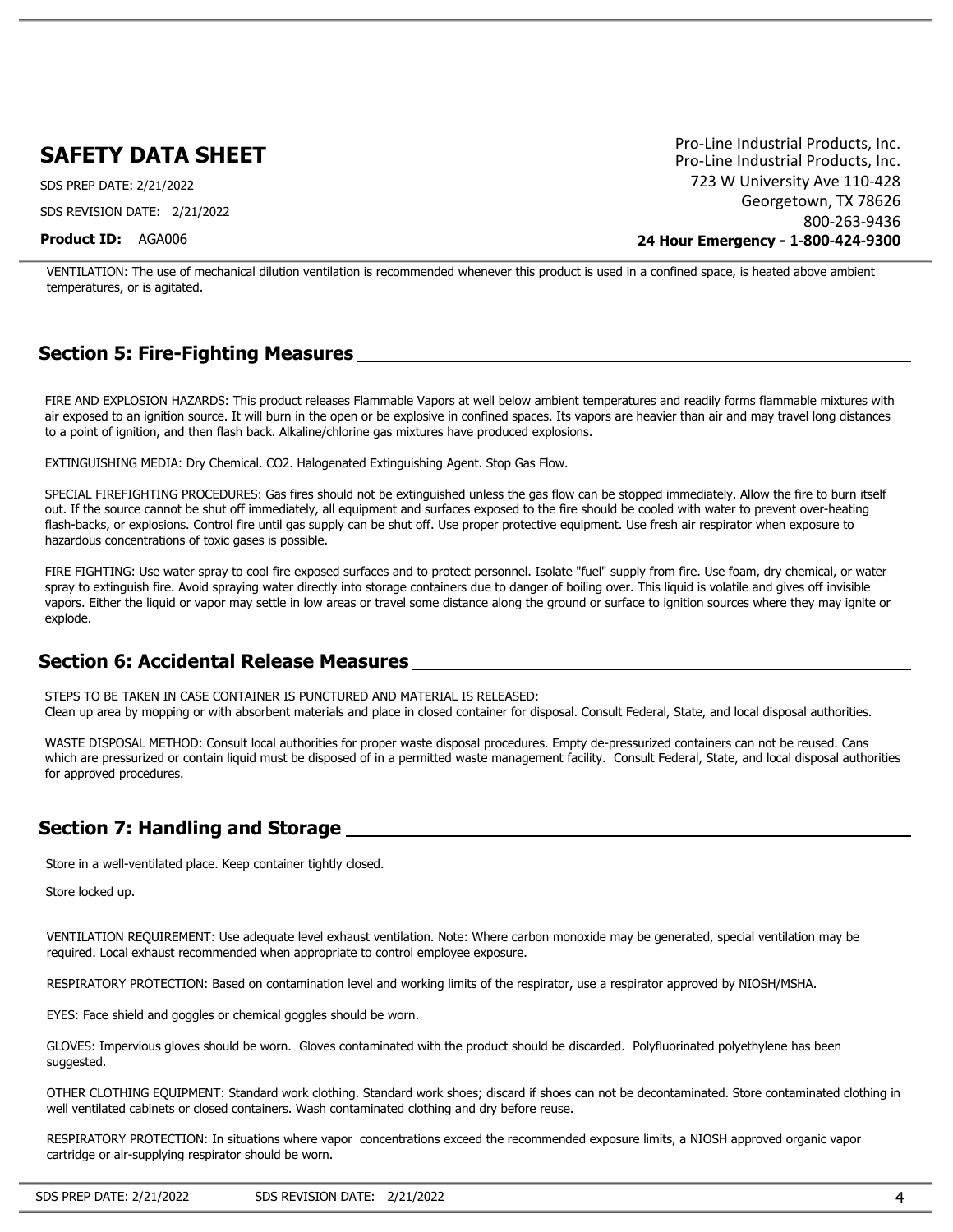VENTILATION: The use of mechanical dilution ventilation is recommended whenever this product is used in a confined space, is heated above ambient temperatures, or is agitated.

## Section 5: Fire-Fighting Measures

FIRE AND EXPLOSION HAZARDS: This product releases Flammable Vapors at well below ambient temperatures and readily forms flammable mixtures with air exposed to an ignition source. It will burn in the open or be explosive in confined spaces. Its vapors are heavier than air and may travel long distances to a point of ignition, and then flash back. Alkaline/chlorine gas mixtures have produced explosions.

EXTINGUISHING MEDIA: Dry Chemical. CO2. Halogenated Extinguishing Agent. Stop Gas Flow.

SPECIAL FIREFIGHTING PROCEDURES: Gas fires should not be extinguished unless the gas flow can be stopped immediately. Allow the fire to burn itself out. If the source cannot be shut off immediately, all equipment and surfaces exposed to the fire should be cooled with water to prevent over-heating flash-backs, or explosions. Control fire until gas supply can be shut off. Use proper protective equipment. Use fresh air respirator when exposure to hazardous concentrations of toxic gases is possible.

FIRE FIGHTING: Use water spray to cool fire exposed surfaces and to protect personnel. Isolate "fuel" supply from fire. Use foam, dry chemical, or water spray to extinguish fire. Avoid spraying water directly into storage containers due to danger of boiling over. This liquid is volatile and gives off invisible vapors. Either the liquid or vapor may settle in low areas or travel some distance along the ground or surface to ignition sources where they may ignite or explode.

## Section 6: Accidental Release Measures

STEPS TO BE TAKEN IN CASE CONTAINER IS PUNCTURED AND MATERIAL IS RELEASED:
Clean up area by mopping or with absorbent materials and place in closed container for disposal. Consult Federal, State, and local disposal authorities.

WASTE DISPOSAL METHOD: Consult local authorities for proper waste disposal procedures. Empty de-pressurized containers can not be reused. Cans which are pressurized or contain liquid must be disposed of in a permitted waste management facility. Consult Federal, State, and local disposal authorities for approved procedures.

## Section 7: Handling and Storage

Store in a well-ventilated place. Keep container tightly closed.

Store locked up.

VENTILATION REQUIREMENT: Use adequate level exhaust ventilation. Note: Where carbon monoxide may be generated, special ventilation may be required. Local exhaust recommended when appropriate to control employee exposure.

RESPIRATORY PROTECTION: Based on contamination level and working limits of the respirator, use a respirator approved by NIOSH/MSHA.

EYES: Face shield and goggles or chemical goggles should be worn.

GLOVES: Impervious gloves should be worn. Gloves contaminated with the product should be discarded. Polyfluorinated polyethylene has been suggested.

OTHER CLOTHING EQUIPMENT: Standard work clothing. Standard work shoes; discard if shoes can not be decontaminated. Store contaminated clothing in well ventilated cabinets or closed containers. Wash contaminated clothing and dry before reuse.

RESPIRATORY PROTECTION: In situations where vapor concentrations exceed the recommended exposure limits, a NIOSH approved organic vapor cartridge or air-supplying respirator should be worn.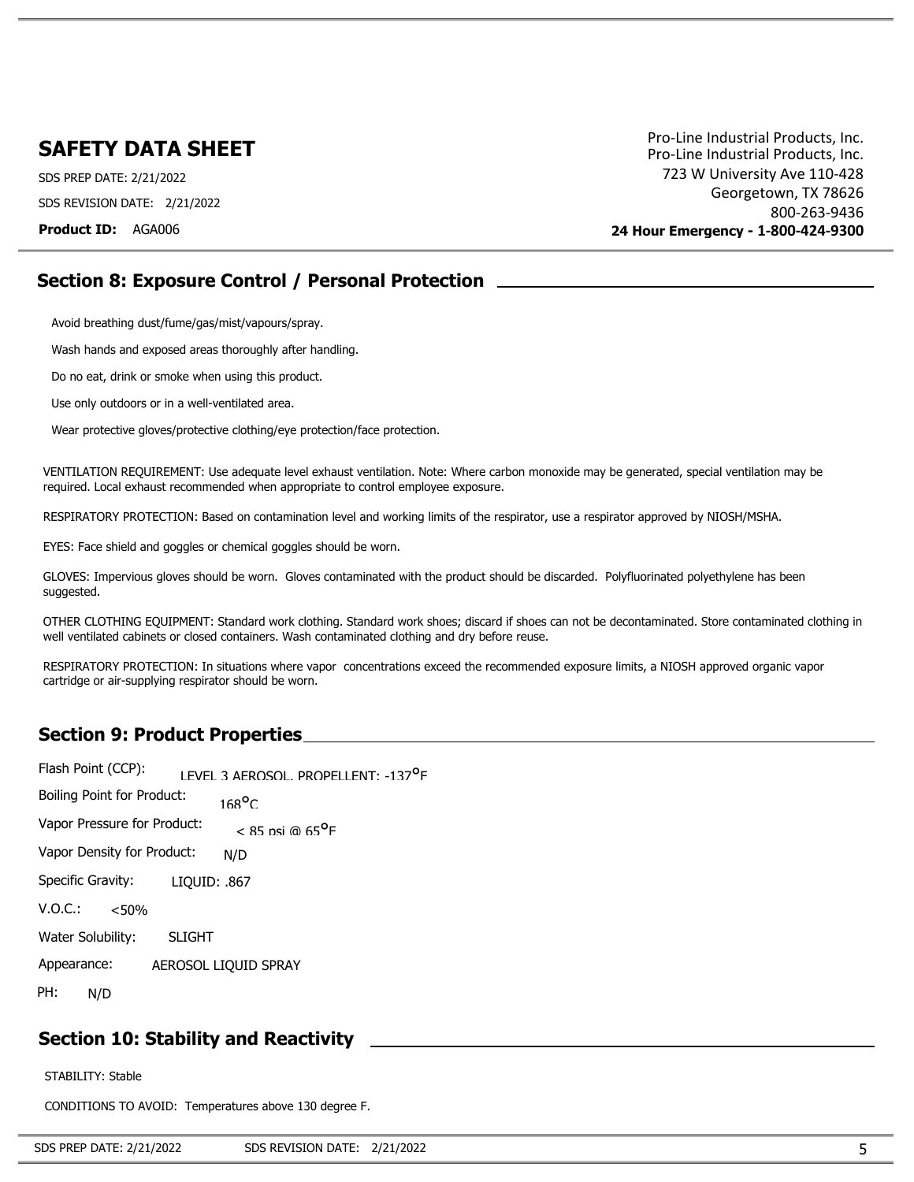# SAFETY DATA SHEET

SDS PREP DATE: 2/21/2022

SDS REVISION DATE: 2/21/2022

**Product ID:** AGA006

Pro-Line Industrial Products, Inc.
Pro-Line Industrial Products, Inc.
723 W University Ave 110-428
Georgetown, TX 78626
800-263-9436
**24 Hour Emergency - 1-800-424-9300**

## Section 8: Exposure Control / Personal Protection

Avoid breathing dust/fume/gas/mist/vapours/spray.

Wash hands and exposed areas thoroughly after handling.

Do no eat, drink or smoke when using this product.

Use only outdoors or in a well-ventilated area.

Wear protective gloves/protective clothing/eye protection/face protection.

VENTILATION REQUIREMENT: Use adequate level exhaust ventilation. Note: Where carbon monoxide may be generated, special ventilation may be required. Local exhaust recommended when appropriate to control employee exposure.

RESPIRATORY PROTECTION: Based on contamination level and working limits of the respirator, use a respirator approved by NIOSH/MSHA.

EYES: Face shield and goggles or chemical goggles should be worn.

GLOVES: Impervious gloves should be worn. Gloves contaminated with the product should be discarded. Polyfluorinated polyethylene has been suggested.

OTHER CLOTHING EQUIPMENT: Standard work clothing. Standard work shoes; discard if shoes can not be decontaminated. Store contaminated clothing in well ventilated cabinets or closed containers. Wash contaminated clothing and dry before reuse.

RESPIRATORY PROTECTION: In situations where vapor concentrations exceed the recommended exposure limits, a NIOSH approved organic vapor cartridge or air-supplying respirator should be worn.

## Section 9: Product Properties

Flash Point (CCP): LEVEL 3 AEROSOL, PROPELLENT: -137°F

Boiling Point for Product: 168°C

Vapor Pressure for Product: < 85 psi @ 65°F

Vapor Density for Product: N/D

Specific Gravity: LIQUID: .867

V.O.C.: <50%

Water Solubility: SLIGHT

Appearance: AEROSOL LIQUID SPRAY

PH: N/D

## Section 10: Stability and Reactivity

STABILITY: Stable

CONDITIONS TO AVOID: Temperatures above 130 degree F.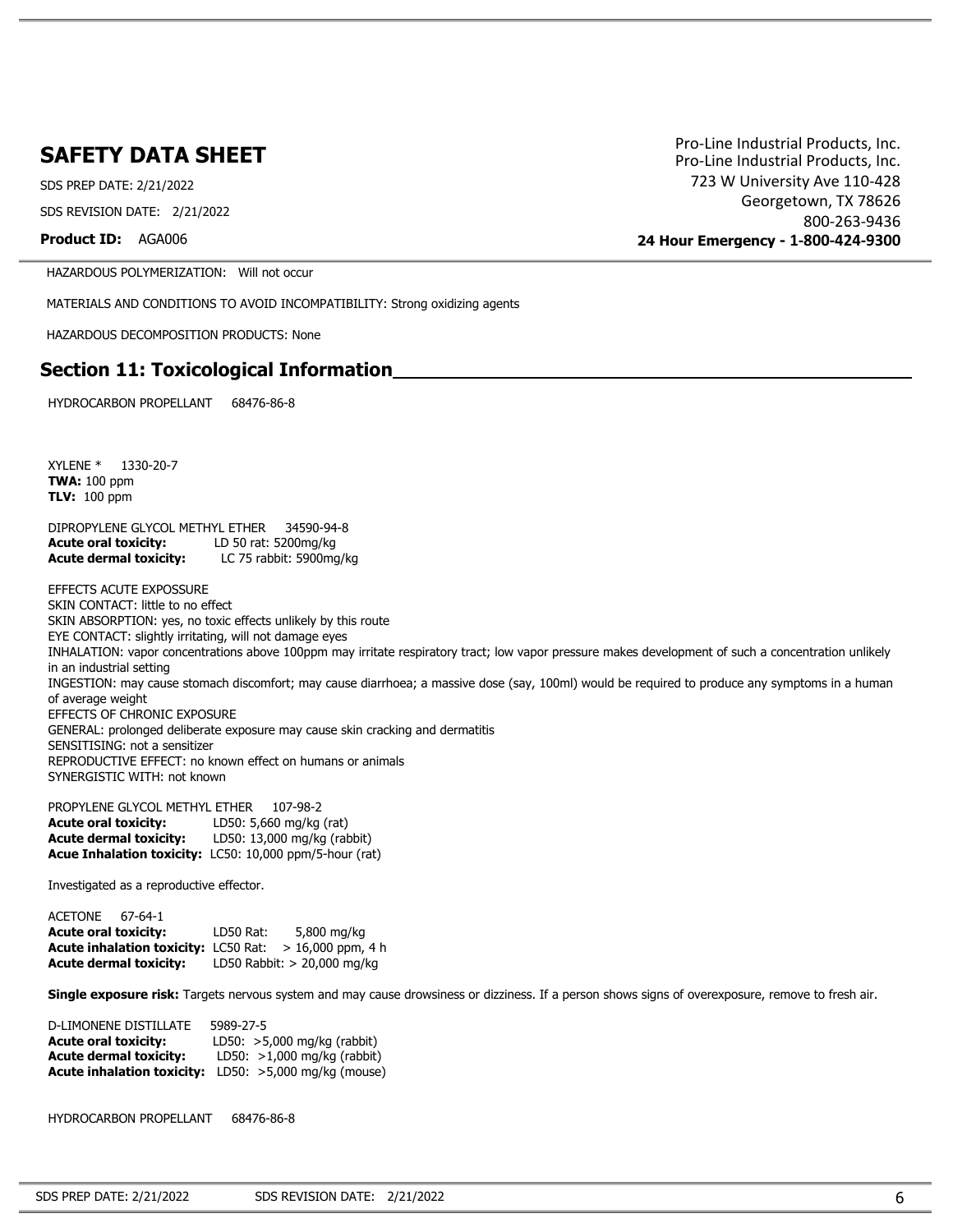HAZARDOUS POLYMERIZATION: Will not occur

MATERIALS AND CONDITIONS TO AVOID INCOMPATIBILITY: Strong oxidizing agents

HAZARDOUS DECOMPOSITION PRODUCTS: None

## Section 11: Toxicological Information

HYDROCARBON PROPELLANT 68476-86-8

XYLENE * 1330-20-7
**TWA:** 100 ppm
**TLV:** 100 ppm

DIPROPYLENE GLYCOL METHYL ETHER 34590-94-8
**Acute oral toxicity:** LD 50 rat: 5200mg/kg
**Acute dermal toxicity:** LC 75 rabbit: 5900mg/kg

EFFECTS ACUTE EXPOSSURE
SKIN CONTACT: little to no effect
SKIN ABSORPTION: yes, no toxic effects unlikely by this route
EYE CONTACT: slightly irritating, will not damage eyes
INHALATION: vapor concentrations above 100ppm may irritate respiratory tract; low vapor pressure makes development of such a concentration unlikely in an industrial setting
INGESTION: may cause stomach discomfort; may cause diarrhoea; a massive dose (say, 100ml) would be required to produce any symptoms in a human of average weight
EFFECTS OF CHRONIC EXPOSURE
GENERAL: prolonged deliberate exposure may cause skin cracking and dermatitis
SENSITISING: not a sensitizer
REPRODUCTIVE EFFECT: no known effect on humans or animals
SYNERGISTIC WITH: not known

PROPYLENE GLYCOL METHYL ETHER 107-98-2
**Acute oral toxicity:** LD50: 5,660 mg/kg (rat)
**Acute dermal toxicity:** LD50: 13,000 mg/kg (rabbit)
**Acue Inhalation toxicity:** LC50: 10,000 ppm/5-hour (rat)

Investigated as a reproductive effector.

ACETONE 67-64-1
**Acute oral toxicity:** LD50 Rat: 5,800 mg/kg
**Acute inhalation toxicity:** LC50 Rat: > 16,000 ppm, 4 h
**Acute dermal toxicity:** LD50 Rabbit: > 20,000 mg/kg

**Single exposure risk:** Targets nervous system and may cause drowsiness or dizziness. If a person shows signs of overexposure, remove to fresh air.

D-LIMONENE DISTILLATE 5989-27-5
**Acute oral toxicity:** LD50: >5,000 mg/kg (rabbit)
**Acute dermal toxicity:** LD50: >1,000 mg/kg (rabbit)
**Acute inhalation toxicity:** LD50: >5,000 mg/kg (mouse)

HYDROCARBON PROPELLANT 68476-86-8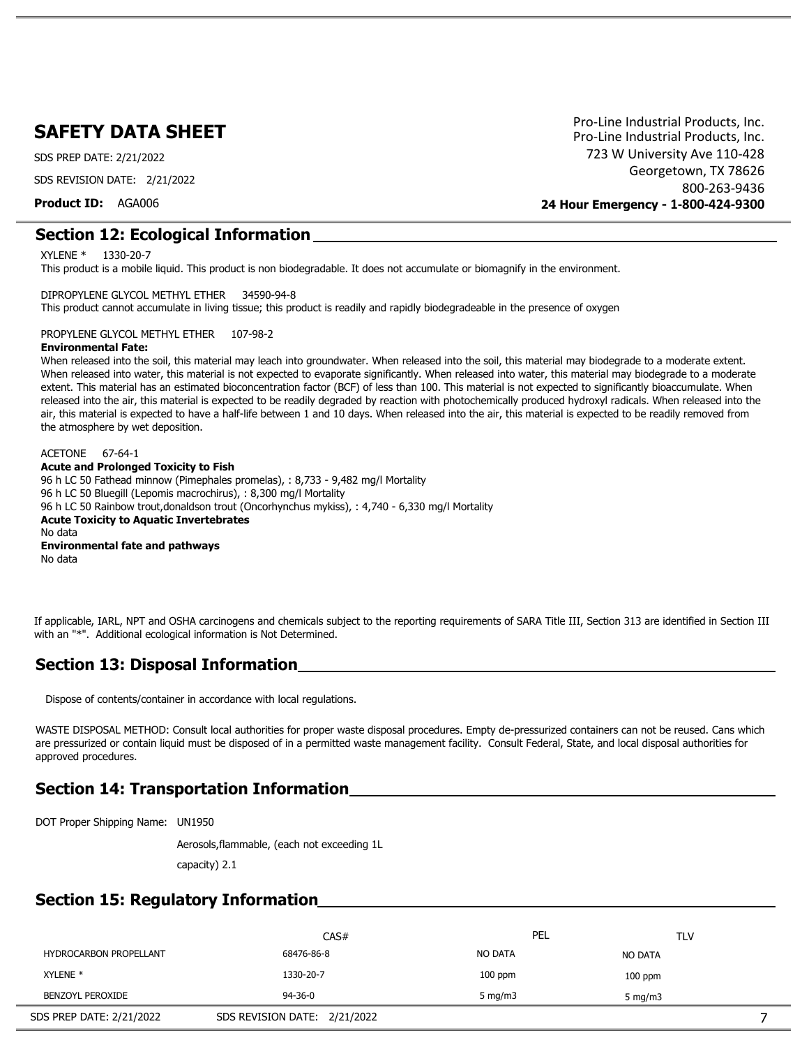# SAFETY DATA SHEET

SDS PREP DATE: 2/21/2022

SDS REVISION DATE: 2/21/2022

**Product ID:** AGA006

Pro-Line Industrial Products, Inc.
Pro-Line Industrial Products, Inc.
723 W University Ave 110-428
Georgetown, TX 78626
800-263-9436
**24 Hour Emergency - 1-800-424-9300**

## Section 12: Ecological Information

XYLENE * 1330-20-7
This product is a mobile liquid. This product is non biodegradable. It does not accumulate or biomagnify in the environment.

DIPROPYLENE GLYCOL METHYL ETHER 34590-94-8
This product cannot accumulate in living tissue; this product is readily and rapidly biodegradeable in the presence of oxygen

PROPYLENE GLYCOL METHYL ETHER 107-98-2
**Environmental Fate:**
When released into the soil, this material may leach into groundwater. When released into the soil, this material may biodegrade to a moderate extent. When released into water, this material is not expected to evaporate significantly. When released into water, this material may biodegrade to a moderate extent. This material has an estimated bioconcentration factor (BCF) of less than 100. This material is not expected to significantly bioaccumulate. When released into the air, this material is expected to be readily degraded by reaction with photochemically produced hydroxyl radicals. When released into the air, this material is expected to have a half-life between 1 and 10 days. When released into the air, this material is expected to be readily removed from the atmosphere by wet deposition.

ACETONE 67-64-1
**Acute and Prolonged Toxicity to Fish**
96 h LC 50 Fathead minnow (Pimephales promelas), : 8,733 - 9,482 mg/l Mortality
96 h LC 50 Bluegill (Lepomis macrochirus), : 8,300 mg/l Mortality
96 h LC 50 Rainbow trout,donaldson trout (Oncorhynchus mykiss), : 4,740 - 6,330 mg/l Mortality
**Acute Toxicity to Aquatic Invertebrates**
No data
**Environmental fate and pathways**
No data

If applicable, IARL, NPT and OSHA carcinogens and chemicals subject to the reporting requirements of SARA Title III, Section 313 are identified in Section III with an "*". Additional ecological information is Not Determined.

## Section 13: Disposal Information

Dispose of contents/container in accordance with local regulations.

WASTE DISPOSAL METHOD: Consult local authorities for proper waste disposal procedures. Empty de-pressurized containers can not be reused. Cans which are pressurized or contain liquid must be disposed of in a permitted waste management facility. Consult Federal, State, and local disposal authorities for approved procedures.

## Section 14: Transportation Information

DOT Proper Shipping Name: UN1950

Aerosols,flammable, (each not exceeding 1L capacity) 2.1

## Section 15: Regulatory Information

| | CAS# | PEL | TLV |
|---|---|---|---|
| HYDROCARBON PROPELLANT | 68476-86-8 | NO DATA | NO DATA |
| XYLENE * | 1330-20-7 | 100 ppm | 100 ppm |
| BENZOYL PEROXIDE | 94-36-0 | 5 mg/m3 | 5 mg/m3 |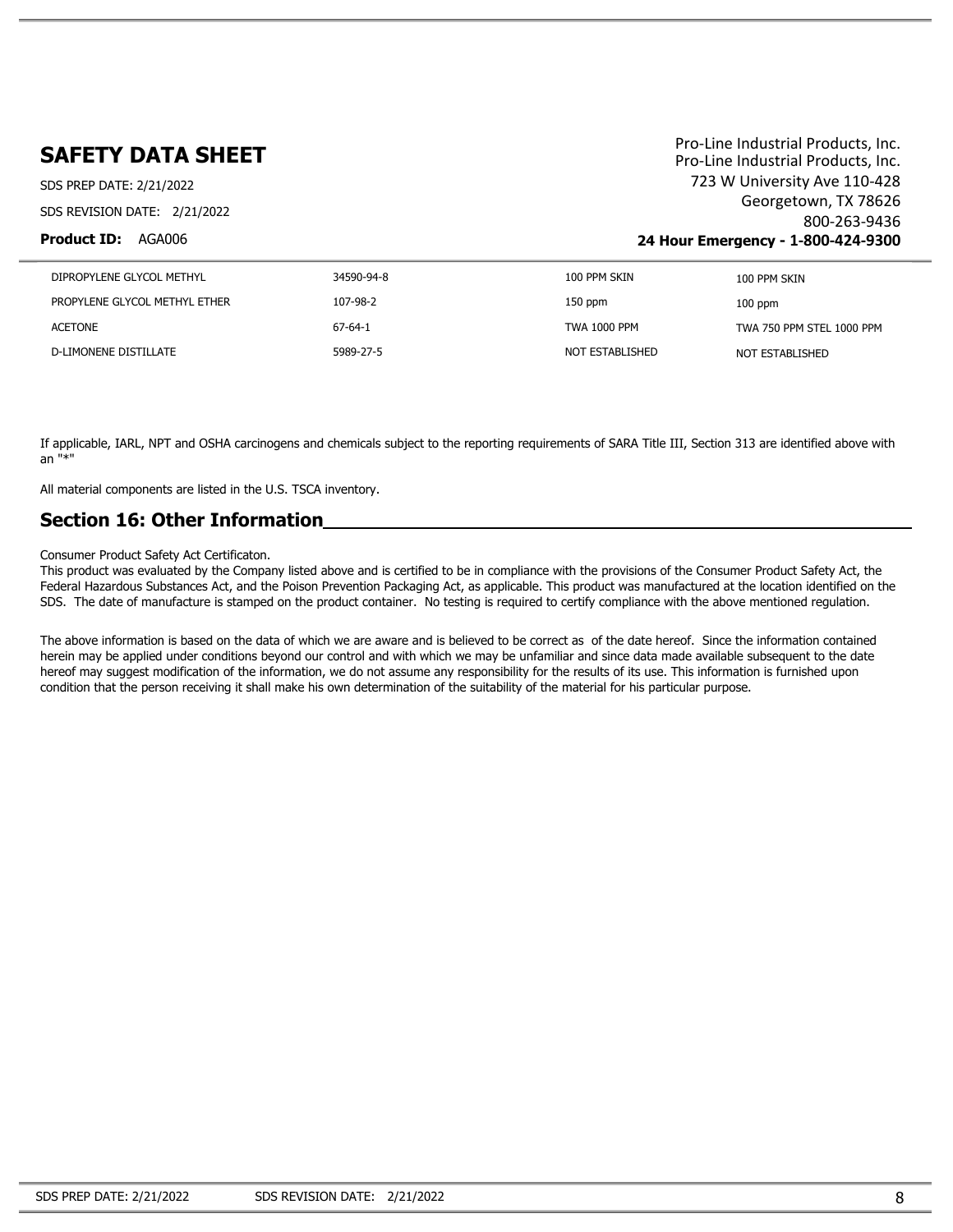| | | | |
|---|---|---|---|
| DIPROPYLENE GLYCOL METHYL | 34590-94-8 | 100 PPM SKIN | 100 PPM SKIN |
| PROPYLENE GLYCOL METHYL ETHER | 107-98-2 | 150 ppm | 100 ppm |
| ACETONE | 67-64-1 | TWA 1000 PPM | TWA 750 PPM STEL 1000 PPM |
| D-LIMONENE DISTILLATE | 5989-27-5 | NOT ESTABLISHED | NOT ESTABLISHED |

If applicable, IARL, NPT and OSHA carcinogens and chemicals subject to the reporting requirements of SARA Title III, Section 313 are identified above with an "*"

All material components are listed in the U.S. TSCA inventory.

## Section 16: Other Information

Consumer Product Safety Act Certificaton.
This product was evaluated by the Company listed above and is certified to be in compliance with the provisions of the Consumer Product Safety Act, the Federal Hazardous Substances Act, and the Poison Prevention Packaging Act, as applicable. This product was manufactured at the location identified on the SDS. The date of manufacture is stamped on the product container. No testing is required to certify compliance with the above mentioned regulation.

The above information is based on the data of which we are aware and is believed to be correct as of the date hereof. Since the information contained herein may be applied under conditions beyond our control and with which we may be unfamiliar and since data made available subsequent to the date hereof may suggest modification of the information, we do not assume any responsibility for the results of its use. This information is furnished upon condition that the person receiving it shall make his own determination of the suitability of the material for his particular purpose.